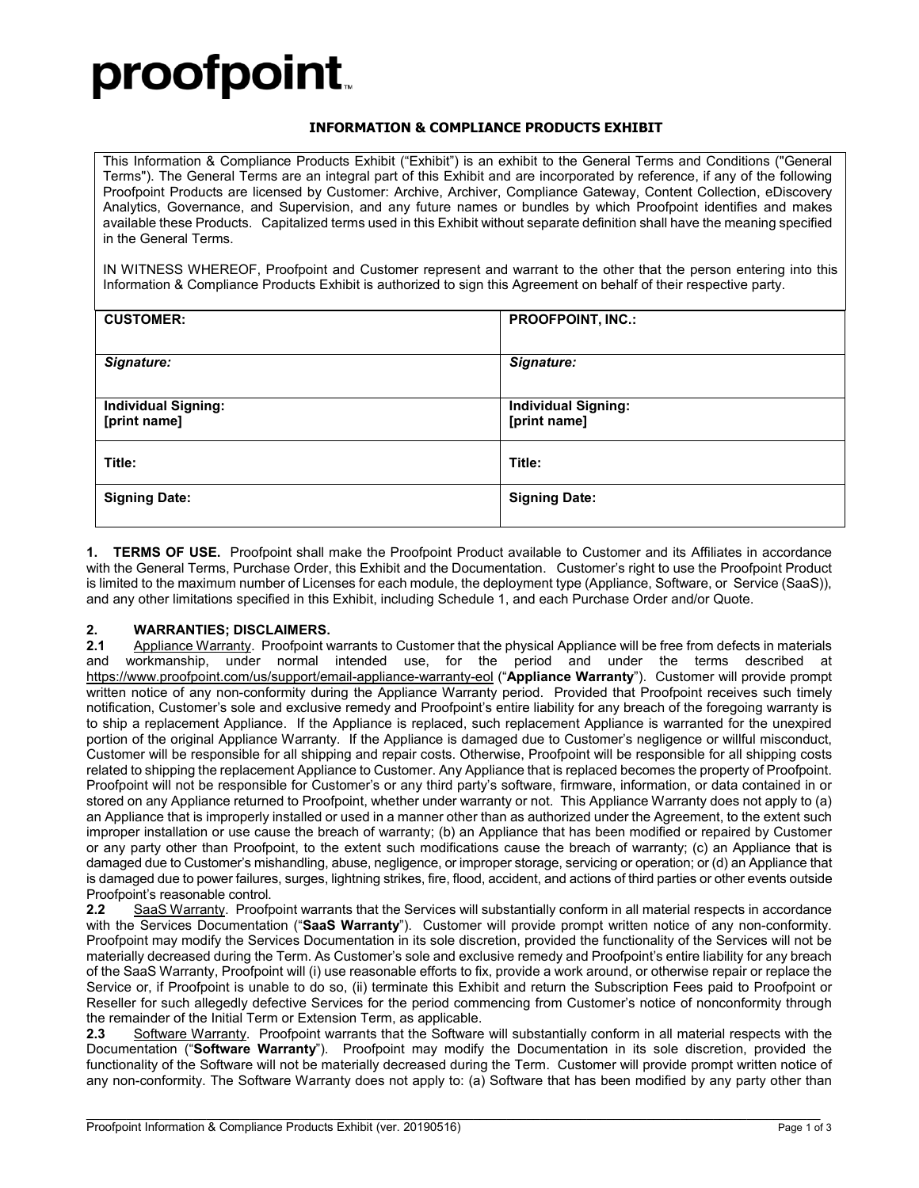**proofpoint**

# INFORMATION & COMPLIANCE PRODUCTS EXHIBIT

This Information & Compliance Products Exhibit ("Exhibit") is an exhibit to the General Terms and Conditions ("General Terms"). The General Terms are an integral part of this Exhibit and are incorporated by reference, if any of the following Proofpoint Products are licensed by Customer: Archive, Archiver, Compliance Gateway, Content Collection, eDiscovery Analytics, Governance, and Supervision, and any future names or bundles by which Proofpoint identifies and makes available these Products. Capitalized terms used in this Exhibit without separate definition shall have the meaning specified in the General Terms.

IN WITNESS WHEREOF, Proofpoint and Customer represent and warrant to the other that the person entering into this Information & Compliance Products Exhibit is authorized to sign this Agreement on behalf of their respective party.

| **CUSTOMER:** | **PROOFPOINT, INC.:** |
|---|---|
| ***Signature:*** | ***Signature:*** |
| **Individual Signing: [print name]** | **Individual Signing: [print name]** |
| **Title:** | **Title:** |
| **Signing Date:** | **Signing Date:** |

**1. TERMS OF USE.** Proofpoint shall make the Proofpoint Product available to Customer and its Affiliates in accordance with the General Terms, Purchase Order, this Exhibit and the Documentation. Customer's right to use the Proofpoint Product is limited to the maximum number of Licenses for each module, the deployment type (Appliance, Software, or Service (SaaS)), and any other limitations specified in this Exhibit, including Schedule 1, and each Purchase Order and/or Quote.

**2. WARRANTIES; DISCLAIMERS.**

**2.1** Appliance Warranty. Proofpoint warrants to Customer that the physical Appliance will be free from defects in materials and workmanship, under normal intended use, for the period and under the terms described at https://www.proofpoint.com/us/support/email-appliance-warranty-eol ("**Appliance Warranty**"). Customer will provide prompt written notice of any non-conformity during the Appliance Warranty period. Provided that Proofpoint receives such timely notification, Customer's sole and exclusive remedy and Proofpoint's entire liability for any breach of the foregoing warranty is to ship a replacement Appliance. If the Appliance is replaced, such replacement Appliance is warranted for the unexpired portion of the original Appliance Warranty. If the Appliance is damaged due to Customer's negligence or willful misconduct, Customer will be responsible for all shipping and repair costs. Otherwise, Proofpoint will be responsible for all shipping costs related to shipping the replacement Appliance to Customer. Any Appliance that is replaced becomes the property of Proofpoint. Proofpoint will not be responsible for Customer's or any third party's software, firmware, information, or data contained in or stored on any Appliance returned to Proofpoint, whether under warranty or not. This Appliance Warranty does not apply to (a) an Appliance that is improperly installed or used in a manner other than as authorized under the Agreement, to the extent such improper installation or use cause the breach of warranty; (b) an Appliance that has been modified or repaired by Customer or any party other than Proofpoint, to the extent such modifications cause the breach of warranty; (c) an Appliance that is damaged due to Customer's mishandling, abuse, negligence, or improper storage, servicing or operation; or (d) an Appliance that is damaged due to power failures, surges, lightning strikes, fire, flood, accident, and actions of third parties or other events outside Proofpoint's reasonable control.

**2.2** SaaS Warranty. Proofpoint warrants that the Services will substantially conform in all material respects in accordance with the Services Documentation ("**SaaS Warranty**"). Customer will provide prompt written notice of any non-conformity. Proofpoint may modify the Services Documentation in its sole discretion, provided the functionality of the Services will not be materially decreased during the Term. As Customer's sole and exclusive remedy and Proofpoint's entire liability for any breach of the SaaS Warranty, Proofpoint will (i) use reasonable efforts to fix, provide a work around, or otherwise repair or replace the Service or, if Proofpoint is unable to do so, (ii) terminate this Exhibit and return the Subscription Fees paid to Proofpoint or Reseller for such allegedly defective Services for the period commencing from Customer's notice of nonconformity through the remainder of the Initial Term or Extension Term, as applicable.

**2.3** Software Warranty. Proofpoint warrants that the Software will substantially conform in all material respects with the Documentation ("**Software Warranty**"). Proofpoint may modify the Documentation in its sole discretion, provided the functionality of the Software will not be materially decreased during the Term. Customer will provide prompt written notice of any non-conformity. The Software Warranty does not apply to: (a) Software that has been modified by any party other than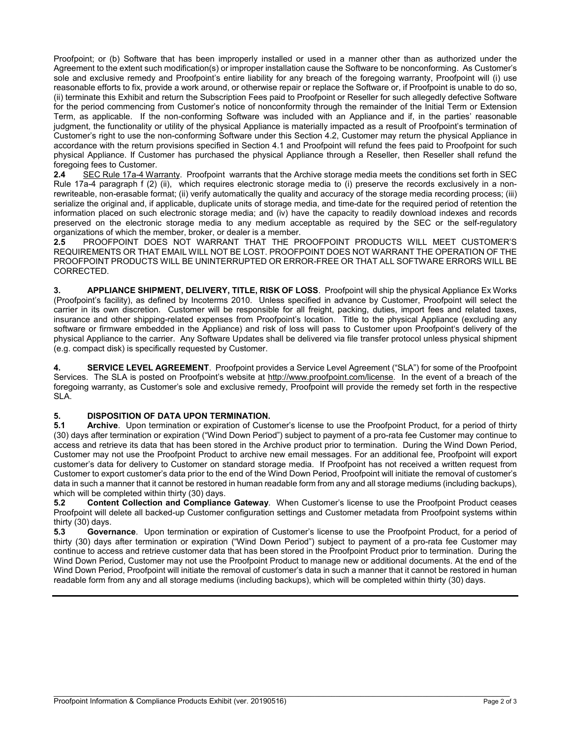Proofpoint; or (b) Software that has been improperly installed or used in a manner other than as authorized under the Agreement to the extent such modification(s) or improper installation cause the Software to be nonconforming. As Customer's sole and exclusive remedy and Proofpoint's entire liability for any breach of the foregoing warranty, Proofpoint will (i) use reasonable efforts to fix, provide a work around, or otherwise repair or replace the Software or, if Proofpoint is unable to do so, (ii) terminate this Exhibit and return the Subscription Fees paid to Proofpoint or Reseller for such allegedly defective Software for the period commencing from Customer's notice of nonconformity through the remainder of the Initial Term or Extension Term, as applicable. If the non-conforming Software was included with an Appliance and if, in the parties' reasonable judgment, the functionality or utility of the physical Appliance is materially impacted as a result of Proofpoint's termination of Customer's right to use the non-conforming Software under this Section 4.2, Customer may return the physical Appliance in accordance with the return provisions specified in Section 4.1 and Proofpoint will refund the fees paid to Proofpoint for such physical Appliance. If Customer has purchased the physical Appliance through a Reseller, then Reseller shall refund the foregoing fees to Customer.

**2.4** SEC Rule 17a-4 Warranty. Proofpoint warrants that the Archive storage media meets the conditions set forth in SEC Rule 17a-4 paragraph f (2) (ii), which requires electronic storage media to (i) preserve the records exclusively in a non-rewriteable, non-erasable format; (ii) verify automatically the quality and accuracy of the storage media recording process; (iii) serialize the original and, if applicable, duplicate units of storage media, and time-date for the required period of retention the information placed on such electronic storage media; and (iv) have the capacity to readily download indexes and records preserved on the electronic storage media to any medium acceptable as required by the SEC or the self-regulatory organizations of which the member, broker, or dealer is a member.

**2.5** PROOFPOINT DOES NOT WARRANT THAT THE PROOFPOINT PRODUCTS WILL MEET CUSTOMER'S REQUIREMENTS OR THAT EMAIL WILL NOT BE LOST. PROOFPOINT DOES NOT WARRANT THE OPERATION OF THE PROOFPOINT PRODUCTS WILL BE UNINTERRUPTED OR ERROR-FREE OR THAT ALL SOFTWARE ERRORS WILL BE CORRECTED.

**3. APPLIANCE SHIPMENT, DELIVERY, TITLE, RISK OF LOSS**. Proofpoint will ship the physical Appliance Ex Works (Proofpoint's facility), as defined by Incoterms 2010. Unless specified in advance by Customer, Proofpoint will select the carrier in its own discretion. Customer will be responsible for all freight, packing, duties, import fees and related taxes, insurance and other shipping-related expenses from Proofpoint's location. Title to the physical Appliance (excluding any software or firmware embedded in the Appliance) and risk of loss will pass to Customer upon Proofpoint's delivery of the physical Appliance to the carrier. Any Software Updates shall be delivered via file transfer protocol unless physical shipment (e.g. compact disk) is specifically requested by Customer.

**4. SERVICE LEVEL AGREEMENT**. Proofpoint provides a Service Level Agreement ("SLA") for some of the Proofpoint Services. The SLA is posted on Proofpoint's website at http://www.proofpoint.com/license. In the event of a breach of the foregoing warranty, as Customer's sole and exclusive remedy, Proofpoint will provide the remedy set forth in the respective SLA.

**5. DISPOSITION OF DATA UPON TERMINATION.**

**5.1 Archive**. Upon termination or expiration of Customer's license to use the Proofpoint Product, for a period of thirty (30) days after termination or expiration ("Wind Down Period") subject to payment of a pro-rata fee Customer may continue to access and retrieve its data that has been stored in the Archive product prior to termination. During the Wind Down Period, Customer may not use the Proofpoint Product to archive new email messages. For an additional fee, Proofpoint will export customer's data for delivery to Customer on standard storage media. If Proofpoint has not received a written request from Customer to export customer's data prior to the end of the Wind Down Period, Proofpoint will initiate the removal of customer's data in such a manner that it cannot be restored in human readable form from any and all storage mediums (including backups), which will be completed within thirty (30) days.

**5.2 Content Collection and Compliance Gateway**. When Customer's license to use the Proofpoint Product ceases Proofpoint will delete all backed-up Customer configuration settings and Customer metadata from Proofpoint systems within thirty (30) days.

**5.3 Governance**. Upon termination or expiration of Customer's license to use the Proofpoint Product, for a period of thirty (30) days after termination or expiration ("Wind Down Period") subject to payment of a pro-rata fee Customer may continue to access and retrieve customer data that has been stored in the Proofpoint Product prior to termination. During the Wind Down Period, Customer may not use the Proofpoint Product to manage new or additional documents. At the end of the Wind Down Period, Proofpoint will initiate the removal of customer's data in such a manner that it cannot be restored in human readable form from any and all storage mediums (including backups), which will be completed within thirty (30) days.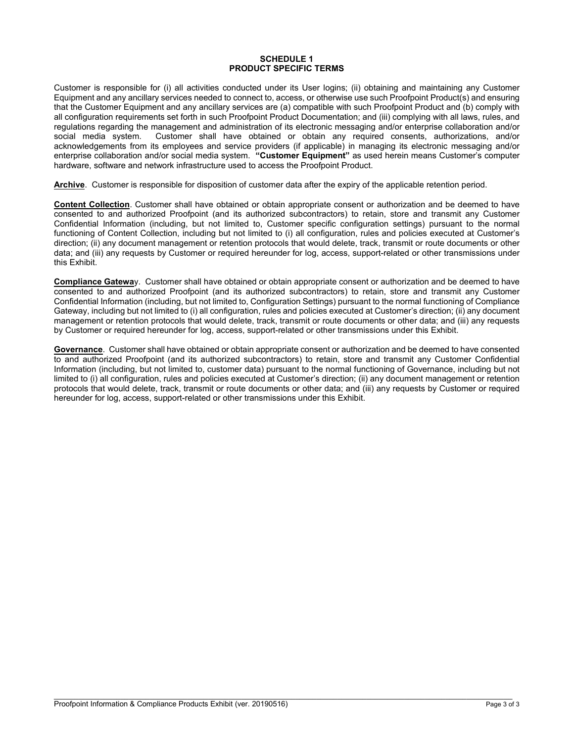# SCHEDULE 1
## PRODUCT SPECIFIC TERMS

Customer is responsible for (i) all activities conducted under its User logins; (ii) obtaining and maintaining any Customer Equipment and any ancillary services needed to connect to, access, or otherwise use such Proofpoint Product(s) and ensuring that the Customer Equipment and any ancillary services are (a) compatible with such Proofpoint Product and (b) comply with all configuration requirements set forth in such Proofpoint Product Documentation; and (iii) complying with all laws, rules, and regulations regarding the management and administration of its electronic messaging and/or enterprise collaboration and/or social media system. Customer shall have obtained or obtain any required consents, authorizations, and/or acknowledgements from its employees and service providers (if applicable) in managing its electronic messaging and/or enterprise collaboration and/or social media system. **"Customer Equipment"** as used herein means Customer's computer hardware, software and network infrastructure used to access the Proofpoint Product.

**Archive**. Customer is responsible for disposition of customer data after the expiry of the applicable retention period.

**Content Collection**. Customer shall have obtained or obtain appropriate consent or authorization and be deemed to have consented to and authorized Proofpoint (and its authorized subcontractors) to retain, store and transmit any Customer Confidential Information (including, but not limited to, Customer specific configuration settings) pursuant to the normal functioning of Content Collection, including but not limited to (i) all configuration, rules and policies executed at Customer's direction; (ii) any document management or retention protocols that would delete, track, transmit or route documents or other data; and (iii) any requests by Customer or required hereunder for log, access, support-related or other transmissions under this Exhibit.

**Compliance Gateway**. Customer shall have obtained or obtain appropriate consent or authorization and be deemed to have consented to and authorized Proofpoint (and its authorized subcontractors) to retain, store and transmit any Customer Confidential Information (including, but not limited to, Configuration Settings) pursuant to the normal functioning of Compliance Gateway, including but not limited to (i) all configuration, rules and policies executed at Customer's direction; (ii) any document management or retention protocols that would delete, track, transmit or route documents or other data; and (iii) any requests by Customer or required hereunder for log, access, support-related or other transmissions under this Exhibit.

**Governance**. Customer shall have obtained or obtain appropriate consent or authorization and be deemed to have consented to and authorized Proofpoint (and its authorized subcontractors) to retain, store and transmit any Customer Confidential Information (including, but not limited to, customer data) pursuant to the normal functioning of Governance, including but not limited to (i) all configuration, rules and policies executed at Customer's direction; (ii) any document management or retention protocols that would delete, track, transmit or route documents or other data; and (iii) any requests by Customer or required hereunder for log, access, support-related or other transmissions under this Exhibit.